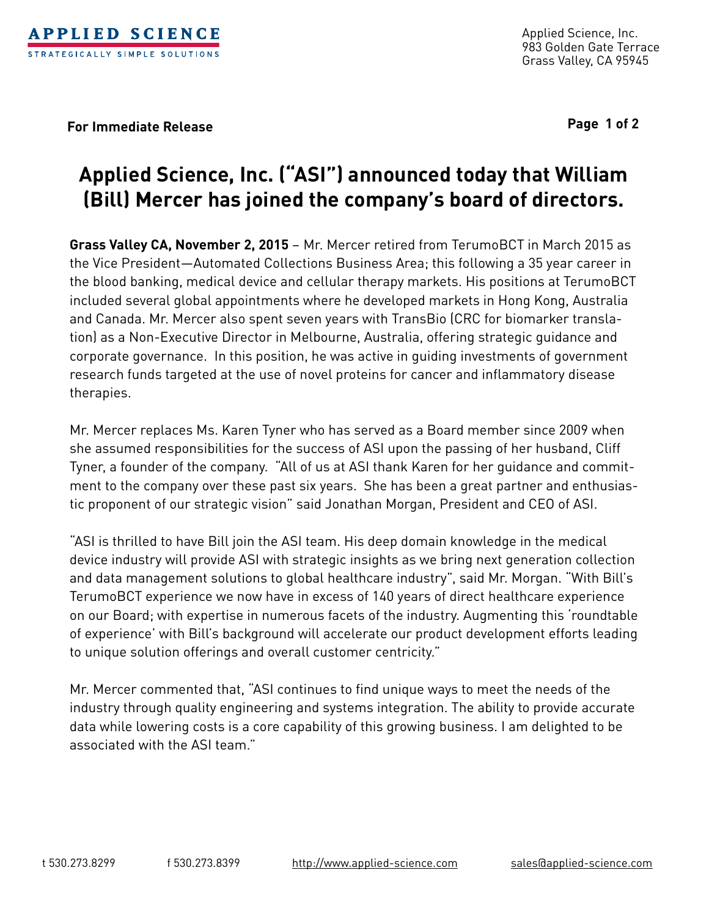**APPLIED SCIENCE**
STRATEGICALLY SIMPLE SOLUTIONS

Applied Science, Inc.
983 Golden Gate Terrace
Grass Valley, CA 95945

**For Immediate Release**

# Applied Science, Inc. ("ASI") announced today that William (Bill) Mercer has joined the company's board of directors.

**Grass Valley CA, November 2, 2015** – Mr. Mercer retired from TerumoBCT in March 2015 as the Vice President—Automated Collections Business Area; this following a 35 year career in the blood banking, medical device and cellular therapy markets. His positions at TerumoBCT included several global appointments where he developed markets in Hong Kong, Australia and Canada. Mr. Mercer also spent seven years with TransBio (CRC for biomarker translation) as a Non-Executive Director in Melbourne, Australia, offering strategic guidance and corporate governance. In this position, he was active in guiding investments of government research funds targeted at the use of novel proteins for cancer and inflammatory disease therapies.

Mr. Mercer replaces Ms. Karen Tyner who has served as a Board member since 2009 when she assumed responsibilities for the success of ASI upon the passing of her husband, Cliff Tyner, a founder of the company. "All of us at ASI thank Karen for her guidance and commitment to the company over these past six years. She has been a great partner and enthusiastic proponent of our strategic vision" said Jonathan Morgan, President and CEO of ASI.

"ASI is thrilled to have Bill join the ASI team. His deep domain knowledge in the medical device industry will provide ASI with strategic insights as we bring next generation collection and data management solutions to global healthcare industry", said Mr. Morgan. "With Bill's TerumoBCT experience we now have in excess of 140 years of direct healthcare experience on our Board; with expertise in numerous facets of the industry. Augmenting this 'roundtable of experience' with Bill's background will accelerate our product development efforts leading to unique solution offerings and overall customer centricity."

Mr. Mercer commented that, "ASI continues to find unique ways to meet the needs of the industry through quality engineering and systems integration. The ability to provide accurate data while lowering costs is a core capability of this growing business. I am delighted to be associated with the ASI team."

t 530.273.8299 f 530.273.8399 http://www.applied-science.com sales@applied-science.com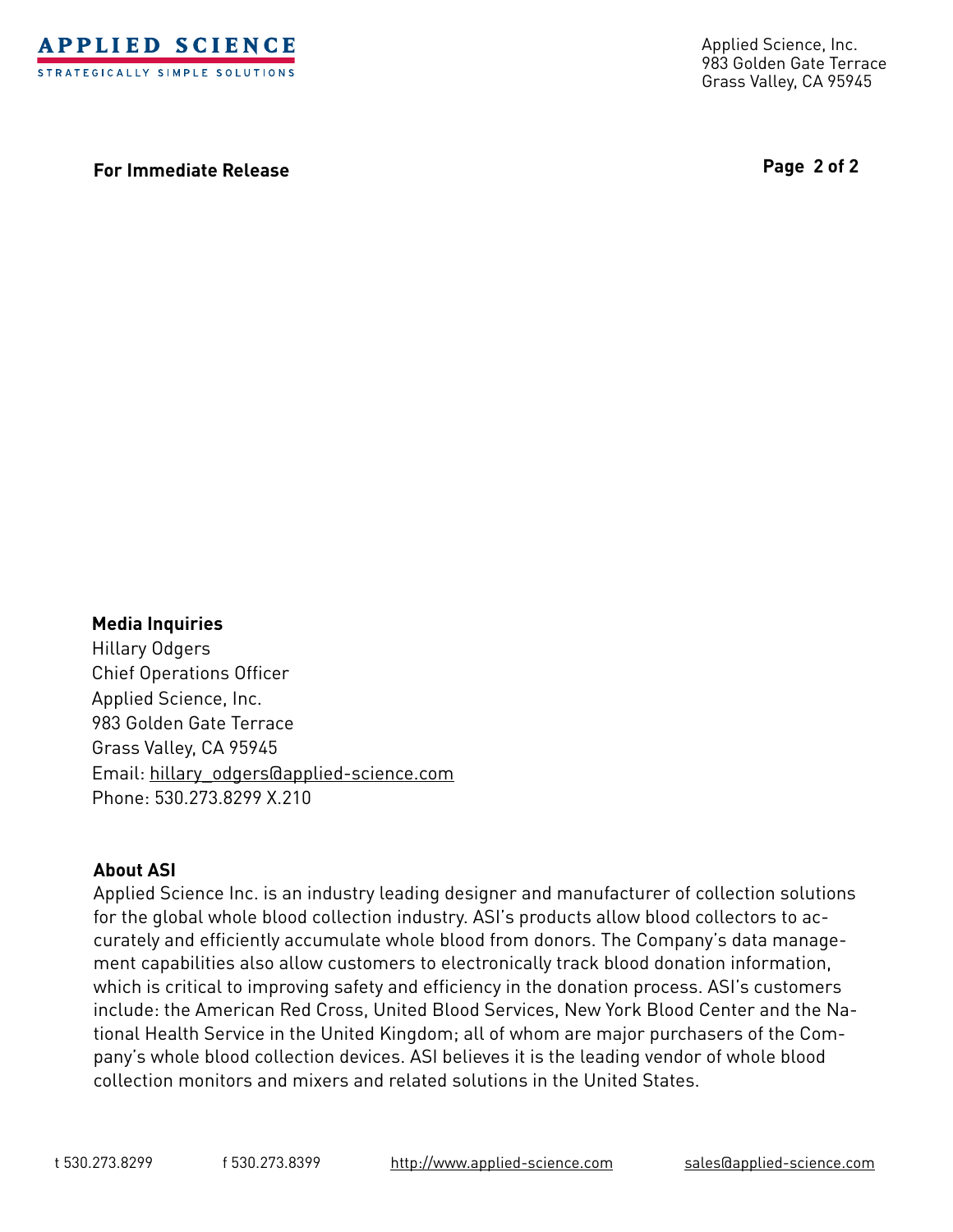**For Immediate Release**

**Media Inquiries**
Hillary Odgers
Chief Operations Officer
Applied Science, Inc.
983 Golden Gate Terrace
Grass Valley, CA 95945
Email: hillary_odgers@applied-science.com
Phone: 530.273.8299 X.210

**About ASI**

Applied Science Inc. is an industry leading designer and manufacturer of collection solutions for the global whole blood collection industry. ASI's products allow blood collectors to accurately and efficiently accumulate whole blood from donors. The Company's data management capabilities also allow customers to electronically track blood donation information, which is critical to improving safety and efficiency in the donation process. ASI's customers include: the American Red Cross, United Blood Services, New York Blood Center and the National Health Service in the United Kingdom; all of whom are major purchasers of the Company's whole blood collection devices. ASI believes it is the leading vendor of whole blood collection monitors and mixers and related solutions in the United States.